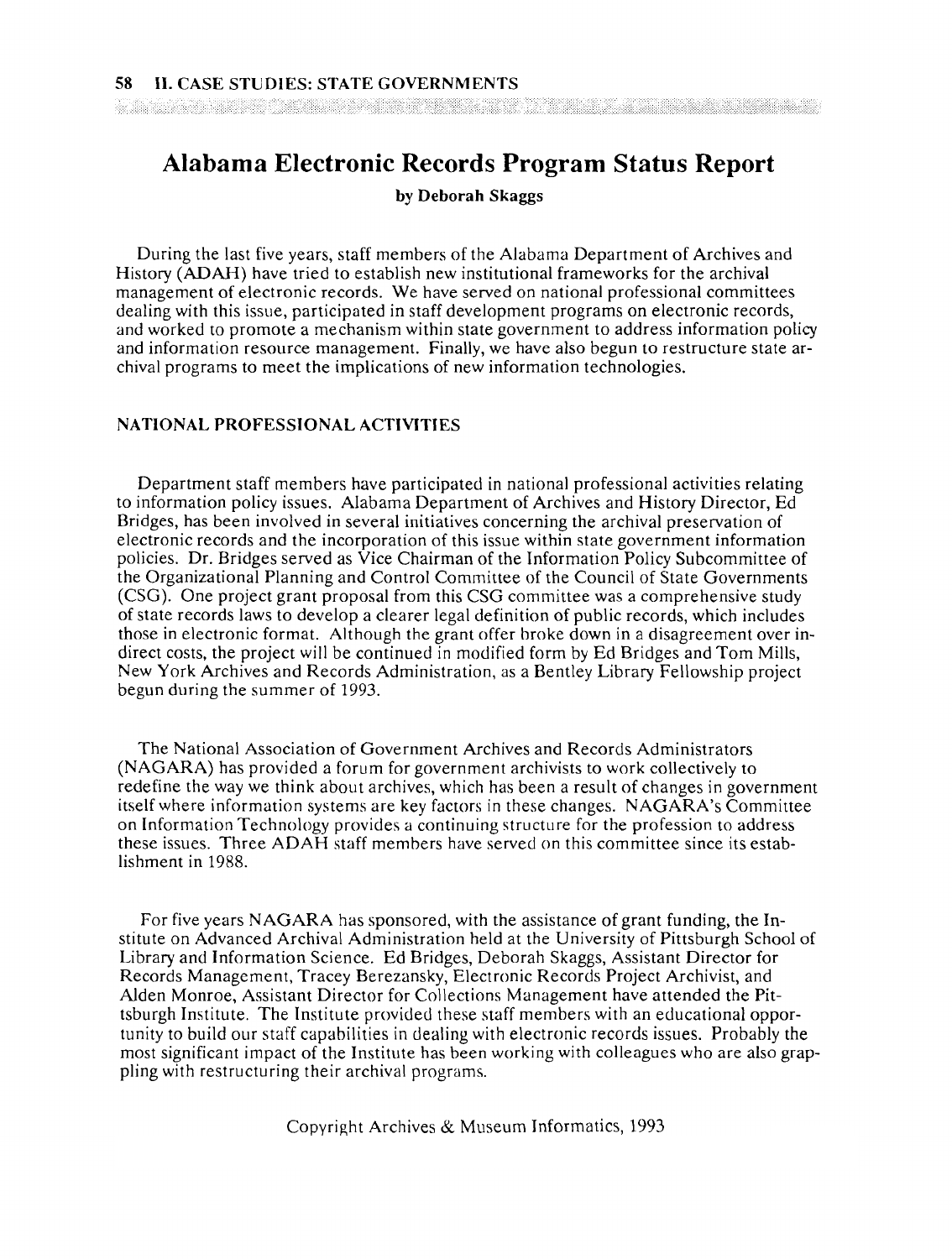# Alabama Electronic Records Program Status Report

**by Deborah Skaggs**

During the last five years, staff members of the Alabama Department of Archives and History (ADAH) have tried to establish new institutional frameworks for the archival management of electronic records. We have served on national professional committees dealing with this issue, participated in staff development programs on electronic records, and worked to promote a mechanism within state government to address information policy and information resource management. Finally, we have also begun to restructure state archival programs to meet the implications of new information technologies.

## NATIONAL PROFESSIONAL ACTIVITIES

Department staff members have participated in national professional activities relating to information policy issues. Alabama Department of Archives and History Director, Ed Bridges, has been involved in several initiatives concerning the archival preservation of electronic records and the incorporation of this issue within state government information policies. Dr. Bridges served as Vice Chairman of the Information Policy Subcommittee of the Organizational Planning and Control Committee of the Council of State Governments (CSG). One project grant proposal from this CSG committee was a comprehensive study of state records laws to develop a clearer legal definition of public records, which includes those in electronic format. Although the grant offer broke down in a disagreement over indirect costs, the project will be continued in modified form by Ed Bridges and Tom Mills, New York Archives and Records Administration, as a Bentley Library Fellowship project begun during the summer of 1993.

The National Association of Government Archives and Records Administrators (NAGARA) has provided a forum for government archivists to work collectively to redefine the way we think about archives, which has been a result of changes in government itself where information systems are key factors in these changes. NAGARA's Committee on Information Technology provides a continuing structure for the profession to address these issues. Three ADAH staff members have served on this committee since its establishment in 1988.

For five years NAGARA has sponsored, with the assistance of grant funding, the Institute on Advanced Archival Administration held at the University of Pittsburgh School of Library and Information Science. Ed Bridges, Deborah Skaggs, Assistant Director for Records Management, Tracey Berezansky, Electronic Records Project Archivist, and Alden Monroe, Assistant Director for Collections Management have attended the Pittsburgh Institute. The Institute provided these staff members with an educational opportunity to build our staff capabilities in dealing with electronic records issues. Probably the most significant impact of the Institute has been working with colleagues who are also grappling with restructuring their archival programs.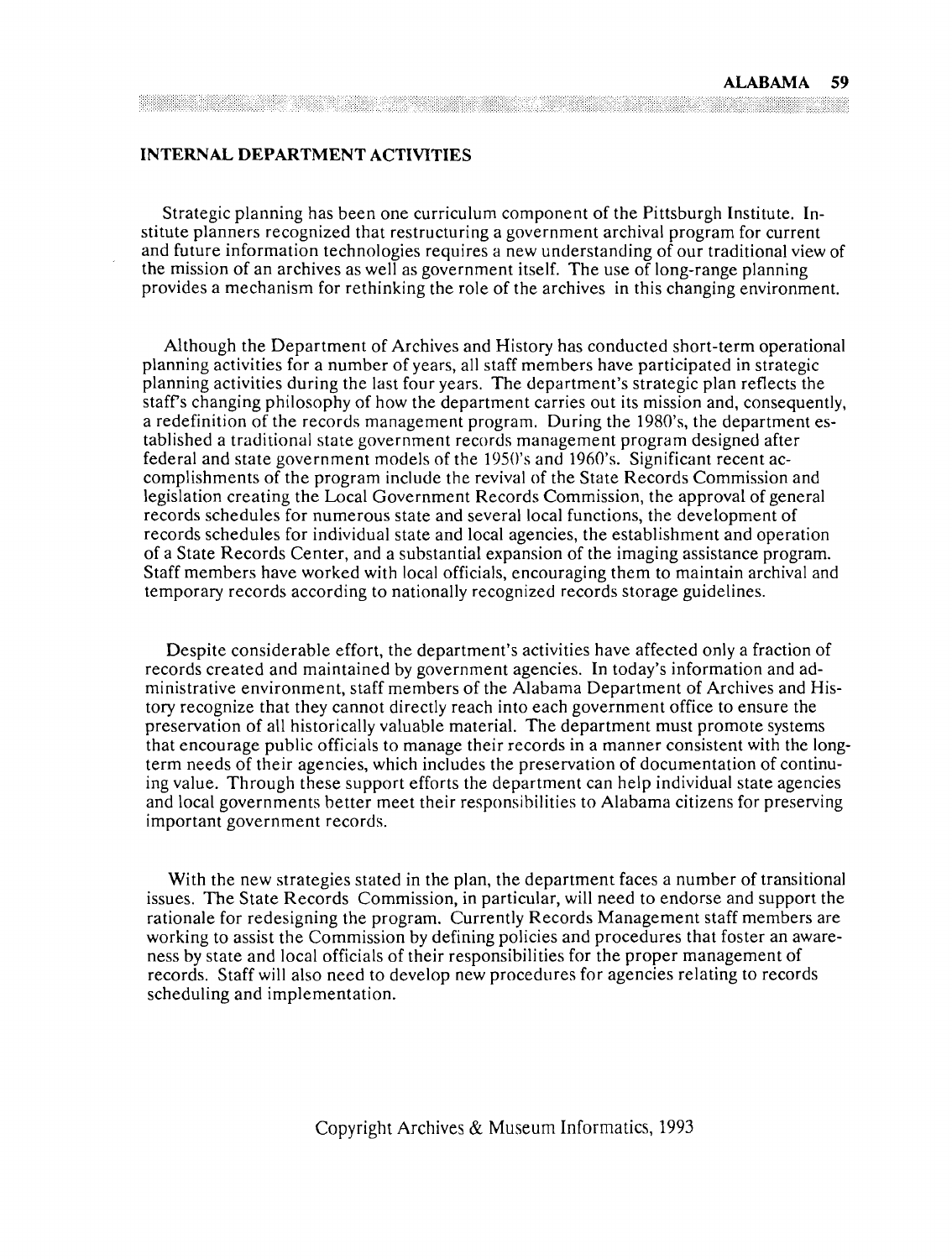## INTERNAL DEPARTMENT ACTIVITIES

Strategic planning has been one curriculum component of the Pittsburgh Institute. Institute planners recognized that restructuring a government archival program for current and future information technologies requires a new understanding of our traditional view of the mission of an archives as well as government itself. The use of long-range planning provides a mechanism for rethinking the role of the archives in this changing environment.

Although the Department of Archives and History has conducted short-term operational planning activities for a number of years, all staff members have participated in strategic planning activities during the last four years. The department's strategic plan reflects the staff's changing philosophy of how the department carries out its mission and, consequently, a redefinition of the records management program. During the 1980's, the department established a traditional state government records management program designed after federal and state government models of the 1950's and 1960's. Significant recent accomplishments of the program include the revival of the State Records Commission and legislation creating the Local Government Records Commission, the approval of general records schedules for numerous state and several local functions, the development of records schedules for individual state and local agencies, the establishment and operation of a State Records Center, and a substantial expansion of the imaging assistance program. Staff members have worked with local officials, encouraging them to maintain archival and temporary records according to nationally recognized records storage guidelines.

Despite considerable effort, the department's activities have affected only a fraction of records created and maintained by government agencies. In today's information and administrative environment, staff members of the Alabama Department of Archives and History recognize that they cannot directly reach into each government office to ensure the preservation of all historically valuable material. The department must promote systems that encourage public officials to manage their records in a manner consistent with the long-term needs of their agencies, which includes the preservation of documentation of continuing value. Through these support efforts the department can help individual state agencies and local governments better meet their responsibilities to Alabama citizens for preserving important government records.

With the new strategies stated in the plan, the department faces a number of transitional issues. The State Records Commission, in particular, will need to endorse and support the rationale for redesigning the program. Currently Records Management staff members are working to assist the Commission by defining policies and procedures that foster an awareness by state and local officials of their responsibilities for the proper management of records. Staff will also need to develop new procedures for agencies relating to records scheduling and implementation.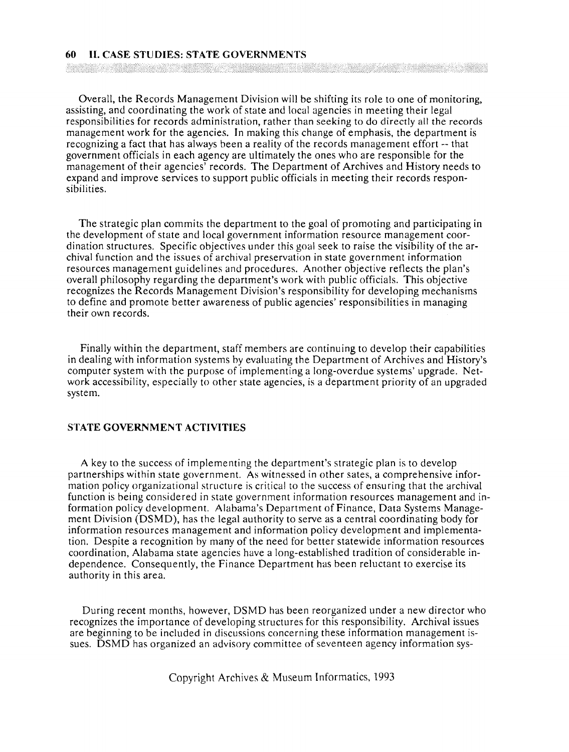Overall, the Records Management Division will be shifting its role to one of monitoring, assisting, and coordinating the work of state and local agencies in meeting their legal responsibilities for records administration, rather than seeking to do directly all the records management work for the agencies. In making this change of emphasis, the department is recognizing a fact that has always been a reality of the records management effort -- that government officials in each agency are ultimately the ones who are responsible for the management of their agencies' records. The Department of Archives and History needs to expand and improve services to support public officials in meeting their records responsibilities.

The strategic plan commits the department to the goal of promoting and participating in the development of state and local government information resource management coordination structures. Specific objectives under this goal seek to raise the visibility of the archival function and the issues of archival preservation in state government information resources management guidelines and procedures. Another objective reflects the plan's overall philosophy regarding the department's work with public officials. This objective recognizes the Records Management Division's responsibility for developing mechanisms to define and promote better awareness of public agencies' responsibilities in managing their own records.

Finally within the department, staff members are continuing to develop their capabilities in dealing with information systems by evaluating the Department of Archives and History's computer system with the purpose of implementing a long-overdue systems' upgrade. Network accessibility, especially to other state agencies, is a department priority of an upgraded system.

## STATE GOVERNMENT ACTIVITIES

A key to the success of implementing the department's strategic plan is to develop partnerships within state government. As witnessed in other sates, a comprehensive information policy organizational structure is critical to the success of ensuring that the archival function is being considered in state government information resources management and information policy development. Alabama's Department of Finance, Data Systems Management Division (DSMD), has the legal authority to serve as a central coordinating body for information resources management and information policy development and implementation. Despite a recognition by many of the need for better statewide information resources coordination, Alabama state agencies have a long-established tradition of considerable independence. Consequently, the Finance Department has been reluctant to exercise its authority in this area.

During recent months, however, DSMD has been reorganized under a new director who recognizes the importance of developing structures for this responsibility. Archival issues are beginning to be included in discussions concerning these information management issues. DSMD has organized an advisory committee of seventeen agency information sys-

Copyright Archives & Museum Informatics, 1993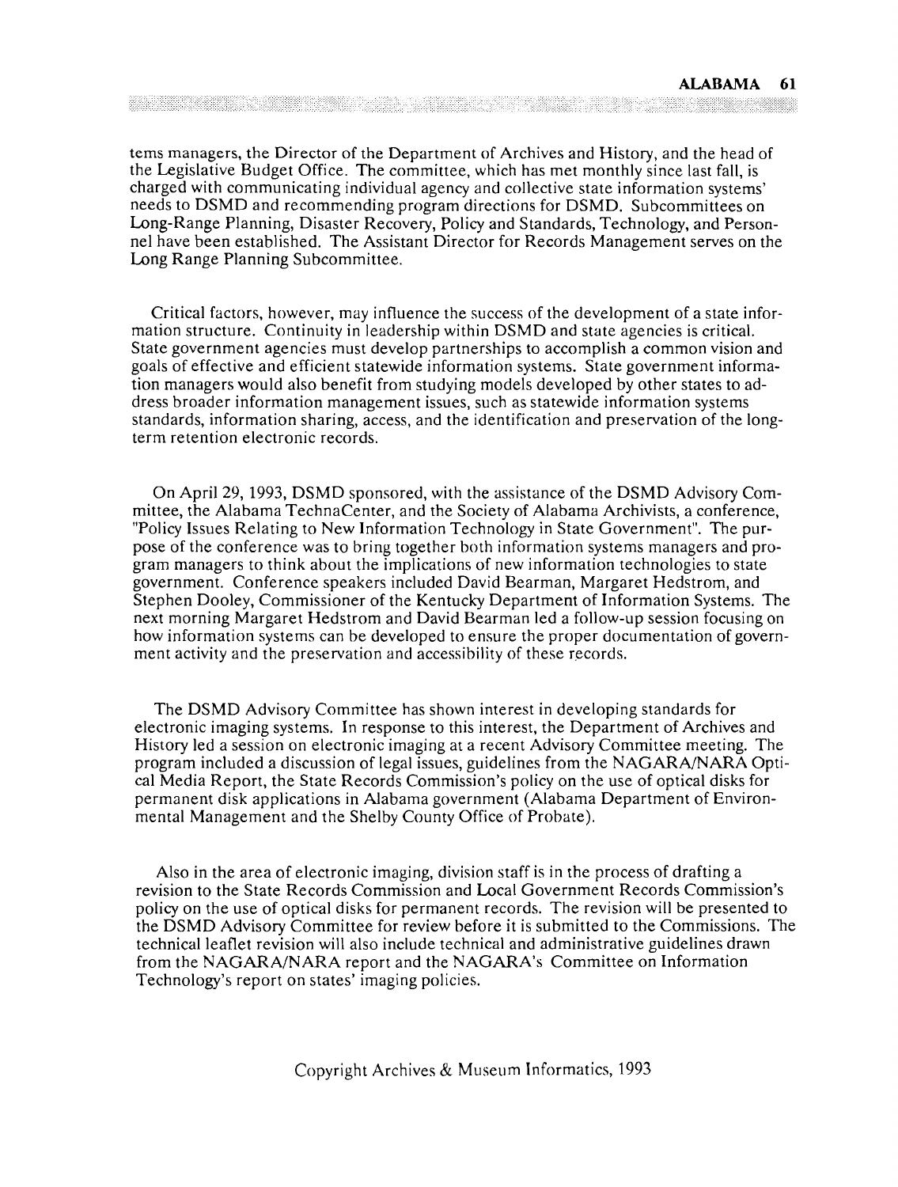tems managers, the Director of the Department of Archives and History, and the head of the Legislative Budget Office. The committee, which has met monthly since last fall, is charged with communicating individual agency and collective state information systems' needs to DSMD and recommending program directions for DSMD. Subcommittees on Long-Range Planning, Disaster Recovery, Policy and Standards, Technology, and Personnel have been established. The Assistant Director for Records Management serves on the Long Range Planning Subcommittee.

Critical factors, however, may influence the success of the development of a state information structure. Continuity in leadership within DSMD and state agencies is critical. State government agencies must develop partnerships to accomplish a common vision and goals of effective and efficient statewide information systems. State government information managers would also benefit from studying models developed by other states to address broader information management issues, such as statewide information systems standards, information sharing, access, and the identification and preservation of the long-term retention electronic records.

On April 29, 1993, DSMD sponsored, with the assistance of the DSMD Advisory Committee, the Alabama TechnaCenter, and the Society of Alabama Archivists, a conference, "Policy Issues Relating to New Information Technology in State Government". The purpose of the conference was to bring together both information systems managers and program managers to think about the implications of new information technologies to state government. Conference speakers included David Bearman, Margaret Hedstrom, and Stephen Dooley, Commissioner of the Kentucky Department of Information Systems. The next morning Margaret Hedstrom and David Bearman led a follow-up session focusing on how information systems can be developed to ensure the proper documentation of government activity and the preservation and accessibility of these records.

The DSMD Advisory Committee has shown interest in developing standards for electronic imaging systems. In response to this interest, the Department of Archives and History led a session on electronic imaging at a recent Advisory Committee meeting. The program included a discussion of legal issues, guidelines from the NAGARA/NARA Optical Media Report, the State Records Commission's policy on the use of optical disks for permanent disk applications in Alabama government (Alabama Department of Environmental Management and the Shelby County Office of Probate).

Also in the area of electronic imaging, division staff is in the process of drafting a revision to the State Records Commission and Local Government Records Commission's policy on the use of optical disks for permanent records. The revision will be presented to the DSMD Advisory Committee for review before it is submitted to the Commissions. The technical leaflet revision will also include technical and administrative guidelines drawn from the NAGARA/NARA report and the NAGARA's Committee on Information Technology's report on states' imaging policies.

Copyright Archives & Museum Informatics, 1993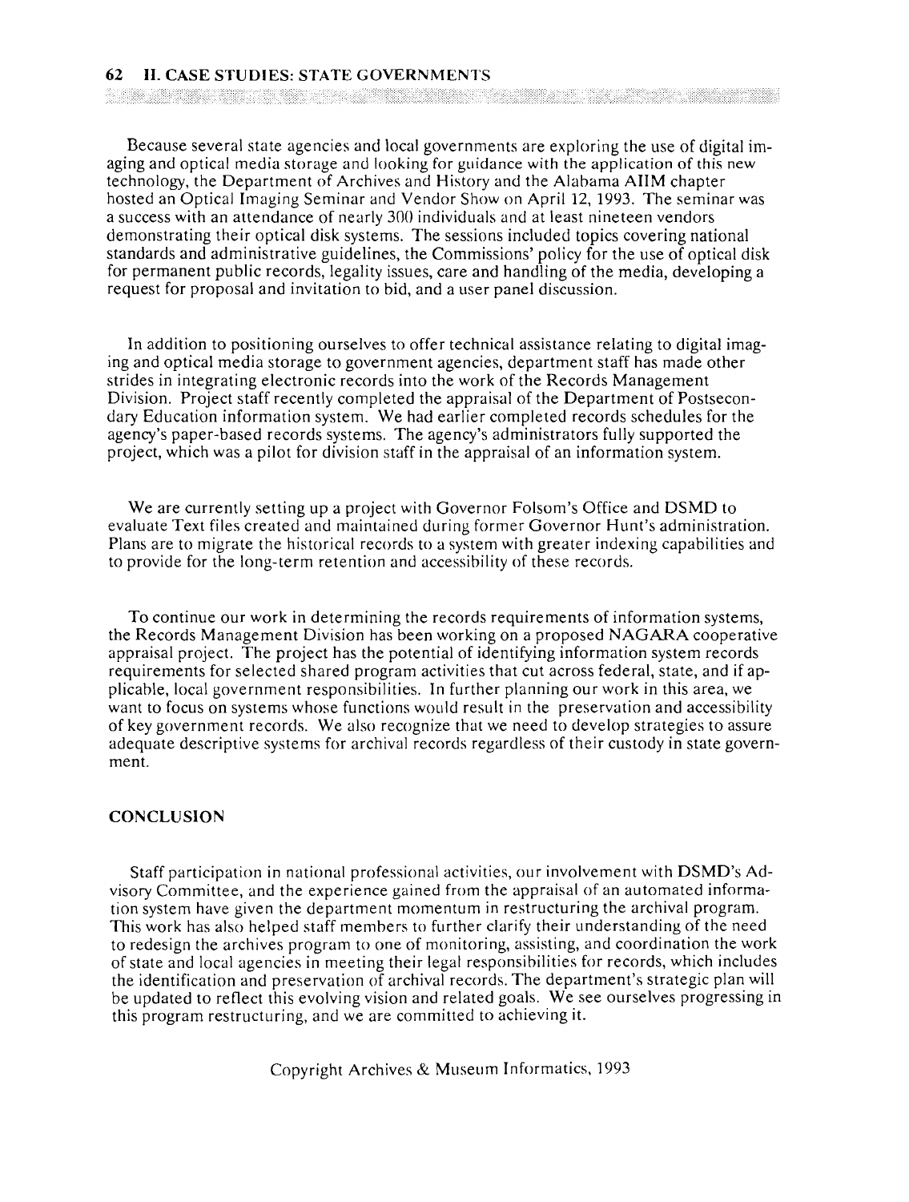Because several state agencies and local governments are exploring the use of digital imaging and optical media storage and looking for guidance with the application of this new technology, the Department of Archives and History and the Alabama AIIM chapter hosted an Optical Imaging Seminar and Vendor Show on April 12, 1993. The seminar was a success with an attendance of nearly 300 individuals and at least nineteen vendors demonstrating their optical disk systems. The sessions included topics covering national standards and administrative guidelines, the Commissions' policy for the use of optical disk for permanent public records, legality issues, care and handling of the media, developing a request for proposal and invitation to bid, and a user panel discussion.

In addition to positioning ourselves to offer technical assistance relating to digital imaging and optical media storage to government agencies, department staff has made other strides in integrating electronic records into the work of the Records Management Division. Project staff recently completed the appraisal of the Department of Postsecondary Education information system. We had earlier completed records schedules for the agency's paper-based records systems. The agency's administrators fully supported the project, which was a pilot for division staff in the appraisal of an information system.

We are currently setting up a project with Governor Folsom's Office and DSMD to evaluate Text files created and maintained during former Governor Hunt's administration. Plans are to migrate the historical records to a system with greater indexing capabilities and to provide for the long-term retention and accessibility of these records.

To continue our work in determining the records requirements of information systems, the Records Management Division has been working on a proposed NAGARA cooperative appraisal project. The project has the potential of identifying information system records requirements for selected shared program activities that cut across federal, state, and if applicable, local government responsibilities. In further planning our work in this area, we want to focus on systems whose functions would result in the preservation and accessibility of key government records. We also recognize that we need to develop strategies to assure adequate descriptive systems for archival records regardless of their custody in state government.

## CONCLUSION

Staff participation in national professional activities, our involvement with DSMD's Advisory Committee, and the experience gained from the appraisal of an automated information system have given the department momentum in restructuring the archival program. This work has also helped staff members to further clarify their understanding of the need to redesign the archives program to one of monitoring, assisting, and coordination the work of state and local agencies in meeting their legal responsibilities for records, which includes the identification and preservation of archival records. The department's strategic plan will be updated to reflect this evolving vision and related goals. We see ourselves progressing in this program restructuring, and we are committed to achieving it.

Copyright Archives & Museum Informatics, 1993